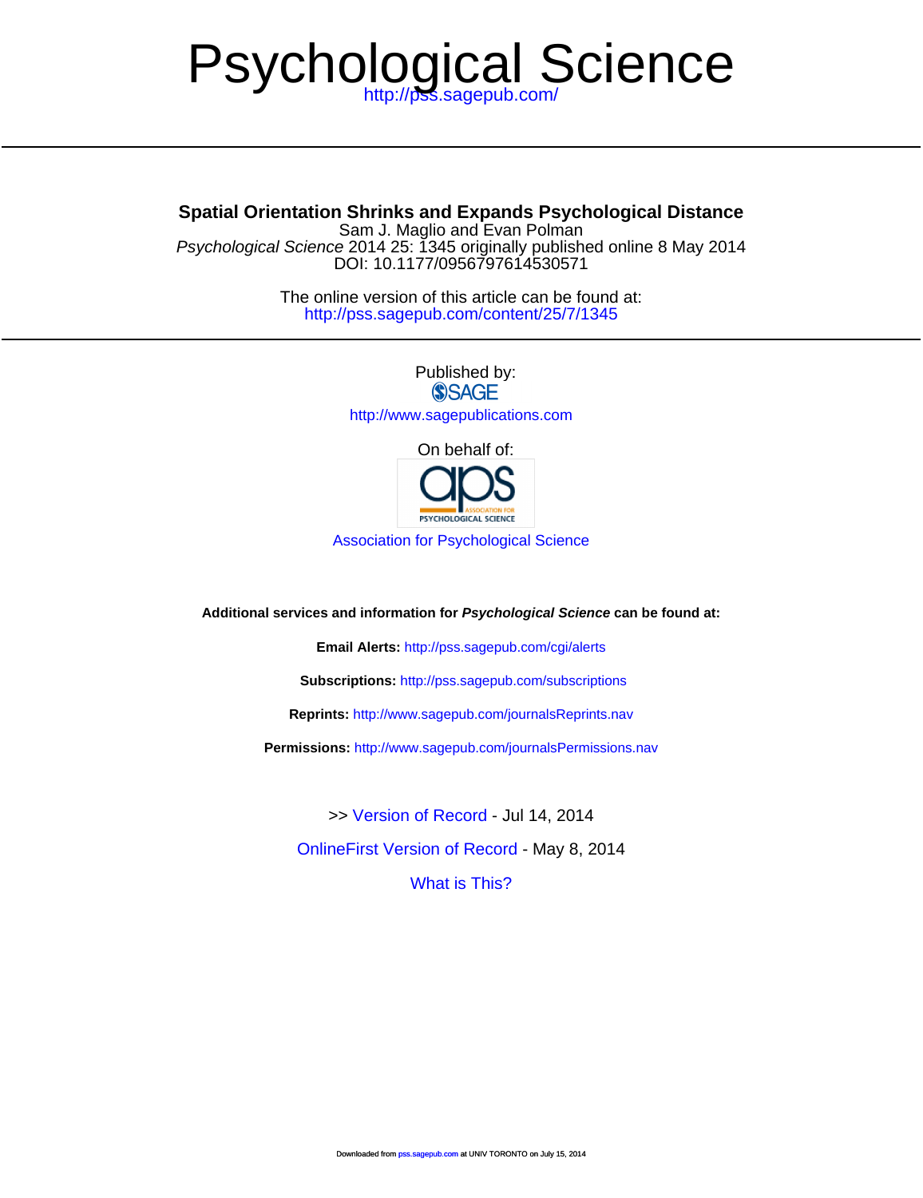# Psychological Science

http://pss.sagepub.com/

---

## Spatial Orientation Shrinks and Expands Psychological Distance

Sam J. Maglio and Evan Polman

*Psychological Science* 2014 25: 1345 originally published online 8 May 2014

DOI: 10.1177/0956797614530571

The online version of this article can be found at:

http://pss.sagepub.com/content/25/7/1345

---

Published by:

SAGE

http://www.sagepublications.com

On behalf of:

aps ASSOCIATION FOR PSYCHOLOGICAL SCIENCE

Association for Psychological Science

**Additional services and information for *Psychological Science* can be found at:**

**Email Alerts:** http://pss.sagepub.com/cgi/alerts

**Subscriptions:** http://pss.sagepub.com/subscriptions

**Reprints:** http://www.sagepub.com/journalsReprints.nav

**Permissions:** http://www.sagepub.com/journalsPermissions.nav

>> Version of Record - Jul 14, 2014

OnlineFirst Version of Record - May 8, 2014

What is This?

Downloaded from pss.sagepub.com at UNIV TORONTO on July 15, 2014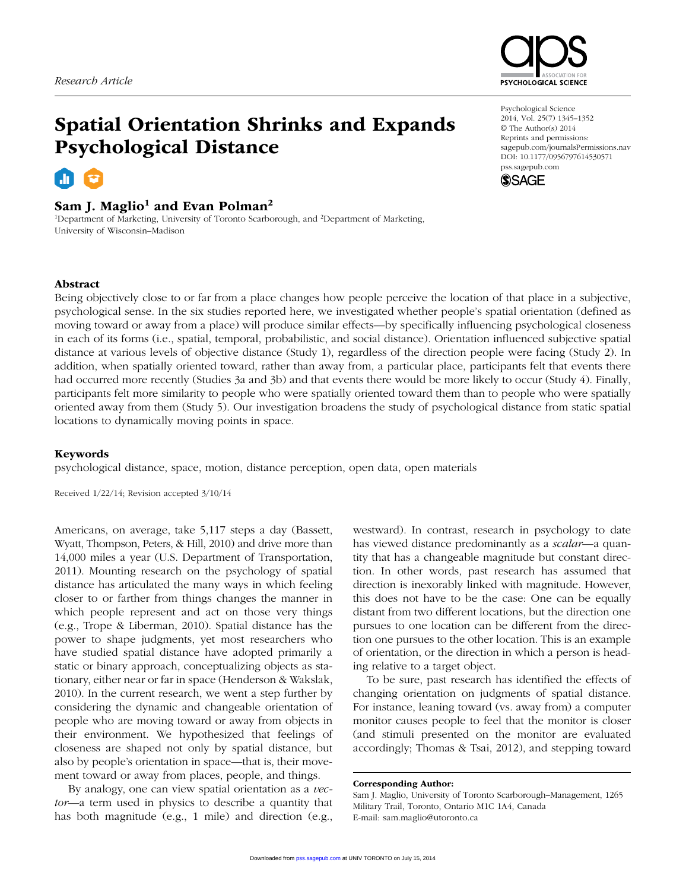Research Article

# Spatial Orientation Shrinks and Expands Psychological Distance

## Sam J. Maglio[1] and Evan Polman[2]

[1]Department of Marketing, University of Toronto Scarborough, and [2]Department of Marketing, University of Wisconsin–Madison

Psychological Science
2014, Vol. 25(7) 1345–1352
© The Author(s) 2014
Reprints and permissions: sagepub.com/journalsPermissions.nav
DOI: 10.1177/0956797614530571
pss.sagepub.com

### Abstract

Being objectively close to or far from a place changes how people perceive the location of that place in a subjective, psychological sense. In the six studies reported here, we investigated whether people's spatial orientation (defined as moving toward or away from a place) will produce similar effects—by specifically influencing psychological closeness in each of its forms (i.e., spatial, temporal, probabilistic, and social distance). Orientation influenced subjective spatial distance at various levels of objective distance (Study 1), regardless of the direction people were facing (Study 2). In addition, when spatially oriented toward, rather than away from, a particular place, participants felt that events there had occurred more recently (Studies 3a and 3b) and that events there would be more likely to occur (Study 4). Finally, participants felt more similarity to people who were spatially oriented toward them than to people who were spatially oriented away from them (Study 5). Our investigation broadens the study of psychological distance from static spatial locations to dynamically moving points in space.

### Keywords

psychological distance, space, motion, distance perception, open data, open materials

Received 1/22/14; Revision accepted 3/10/14

Americans, on average, take 5,117 steps a day (Bassett, Wyatt, Thompson, Peters, & Hill, 2010) and drive more than 14,000 miles a year (U.S. Department of Transportation, 2011). Mounting research on the psychology of spatial distance has articulated the many ways in which feeling closer to or farther from things changes the manner in which people represent and act on those very things (e.g., Trope & Liberman, 2010). Spatial distance has the power to shape judgments, yet most researchers who have studied spatial distance have adopted primarily a static or binary approach, conceptualizing objects as stationary, either near or far in space (Henderson & Wakslak, 2010). In the current research, we went a step further by considering the dynamic and changeable orientation of people who are moving toward or away from objects in their environment. We hypothesized that feelings of closeness are shaped not only by spatial distance, but also by people's orientation in space—that is, their movement toward or away from places, people, and things.

By analogy, one can view spatial orientation as a *vector*—a term used in physics to describe a quantity that has both magnitude (e.g., 1 mile) and direction (e.g., westward). In contrast, research in psychology to date has viewed distance predominantly as a *scalar*—a quantity that has a changeable magnitude but constant direction. In other words, past research has assumed that direction is inexorably linked with magnitude. However, this does not have to be the case: One can be equally distant from two different locations, but the direction one pursues to one location can be different from the direction one pursues to the other location. This is an example of orientation, or the direction in which a person is heading relative to a target object.

To be sure, past research has identified the effects of changing orientation on judgments of spatial distance. For instance, leaning toward (vs. away from) a computer monitor causes people to feel that the monitor is closer (and stimuli presented on the monitor are evaluated accordingly; Thomas & Tsai, 2012), and stepping toward

**Corresponding Author:**
Sam J. Maglio, University of Toronto Scarborough–Management, 1265 Military Trail, Toronto, Ontario M1C 1A4, Canada
E-mail: sam.maglio@utoronto.ca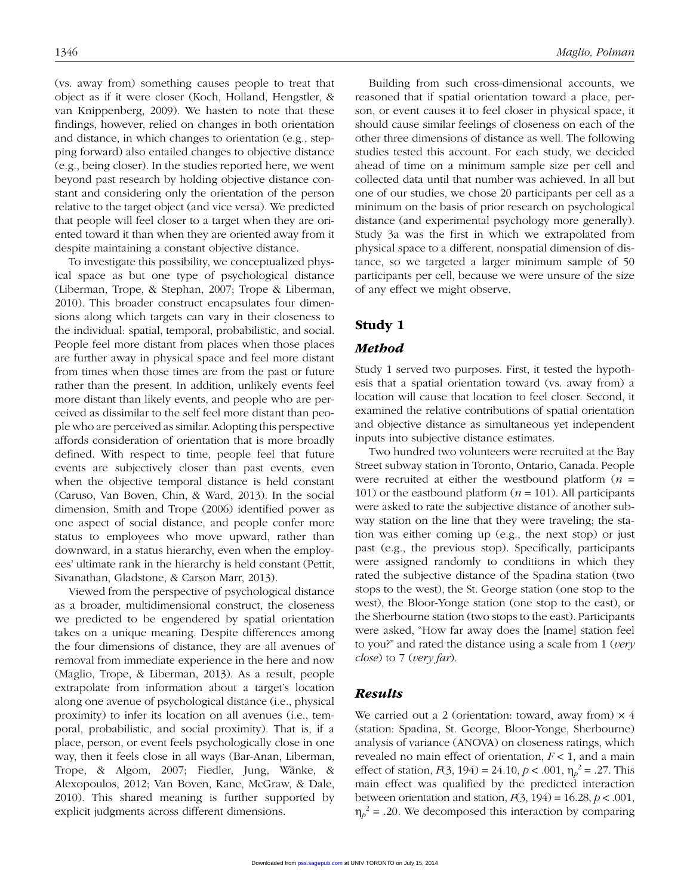(vs. away from) something causes people to treat that object as if it were closer (Koch, Holland, Hengstler, & van Knippenberg, 2009). We hasten to note that these findings, however, relied on changes in both orientation and distance, in which changes to orientation (e.g., stepping forward) also entailed changes to objective distance (e.g., being closer). In the studies reported here, we went beyond past research by holding objective distance constant and considering only the orientation of the person relative to the target object (and vice versa). We predicted that people will feel closer to a target when they are oriented toward it than when they are oriented away from it despite maintaining a constant objective distance.

To investigate this possibility, we conceptualized physical space as but one type of psychological distance (Liberman, Trope, & Stephan, 2007; Trope & Liberman, 2010). This broader construct encapsulates four dimensions along which targets can vary in their closeness to the individual: spatial, temporal, probabilistic, and social. People feel more distant from places when those places are further away in physical space and feel more distant from times when those times are from the past or future rather than the present. In addition, unlikely events feel more distant than likely events, and people who are perceived as dissimilar to the self feel more distant than people who are perceived as similar. Adopting this perspective affords consideration of orientation that is more broadly defined. With respect to time, people feel that future events are subjectively closer than past events, even when the objective temporal distance is held constant (Caruso, Van Boven, Chin, & Ward, 2013). In the social dimension, Smith and Trope (2006) identified power as one aspect of social distance, and people confer more status to employees who move upward, rather than downward, in a status hierarchy, even when the employees' ultimate rank in the hierarchy is held constant (Pettit, Sivanathan, Gladstone, & Carson Marr, 2013).

Viewed from the perspective of psychological distance as a broader, multidimensional construct, the closeness we predicted to be engendered by spatial orientation takes on a unique meaning. Despite differences among the four dimensions of distance, they are all avenues of removal from immediate experience in the here and now (Maglio, Trope, & Liberman, 2013). As a result, people extrapolate from information about a target's location along one avenue of psychological distance (i.e., physical proximity) to infer its location on all avenues (i.e., temporal, probabilistic, and social proximity). That is, if a place, person, or event feels psychologically close in one way, then it feels close in all ways (Bar-Anan, Liberman, Trope, & Algom, 2007; Fiedler, Jung, Wänke, & Alexopoulos, 2012; Van Boven, Kane, McGraw, & Dale, 2010). This shared meaning is further supported by explicit judgments across different dimensions.

Building from such cross-dimensional accounts, we reasoned that if spatial orientation toward a place, person, or event causes it to feel closer in physical space, it should cause similar feelings of closeness on each of the other three dimensions of distance as well. The following studies tested this account. For each study, we decided ahead of time on a minimum sample size per cell and collected data until that number was achieved. In all but one of our studies, we chose 20 participants per cell as a minimum on the basis of prior research on psychological distance (and experimental psychology more generally). Study 3a was the first in which we extrapolated from physical space to a different, nonspatial dimension of distance, so we targeted a larger minimum sample of 50 participants per cell, because we were unsure of the size of any effect we might observe.

## Study 1

### Method

Study 1 served two purposes. First, it tested the hypothesis that a spatial orientation toward (vs. away from) a location will cause that location to feel closer. Second, it examined the relative contributions of spatial orientation and objective distance as simultaneous yet independent inputs into subjective distance estimates.

Two hundred two volunteers were recruited at the Bay Street subway station in Toronto, Ontario, Canada. People were recruited at either the westbound platform ($n$ = 101) or the eastbound platform ($n$ = 101). All participants were asked to rate the subjective distance of another subway station on the line that they were traveling; the station was either coming up (e.g., the next stop) or just past (e.g., the previous stop). Specifically, participants were assigned randomly to conditions in which they rated the subjective distance of the Spadina station (two stops to the west), the St. George station (one stop to the west), the Bloor-Yonge station (one stop to the east), or the Sherbourne station (two stops to the east). Participants were asked, "How far away does the [name] station feel to you?" and rated the distance using a scale from 1 (*very close*) to 7 (*very far*).

### Results

We carried out a 2 (orientation: toward, away from) × 4 (station: Spadina, St. George, Bloor-Yonge, Sherbourne) analysis of variance (ANOVA) on closeness ratings, which revealed no main effect of orientation, $F < 1$, and a main effect of station, $F(3, 194) = 24.10$, $p < .001$, $\eta_p^2 = .27$. This main effect was qualified by the predicted interaction between orientation and station, $F(3, 194) = 16.28$, $p < .001$, $\eta_p^2 = .20$. We decomposed this interaction by comparing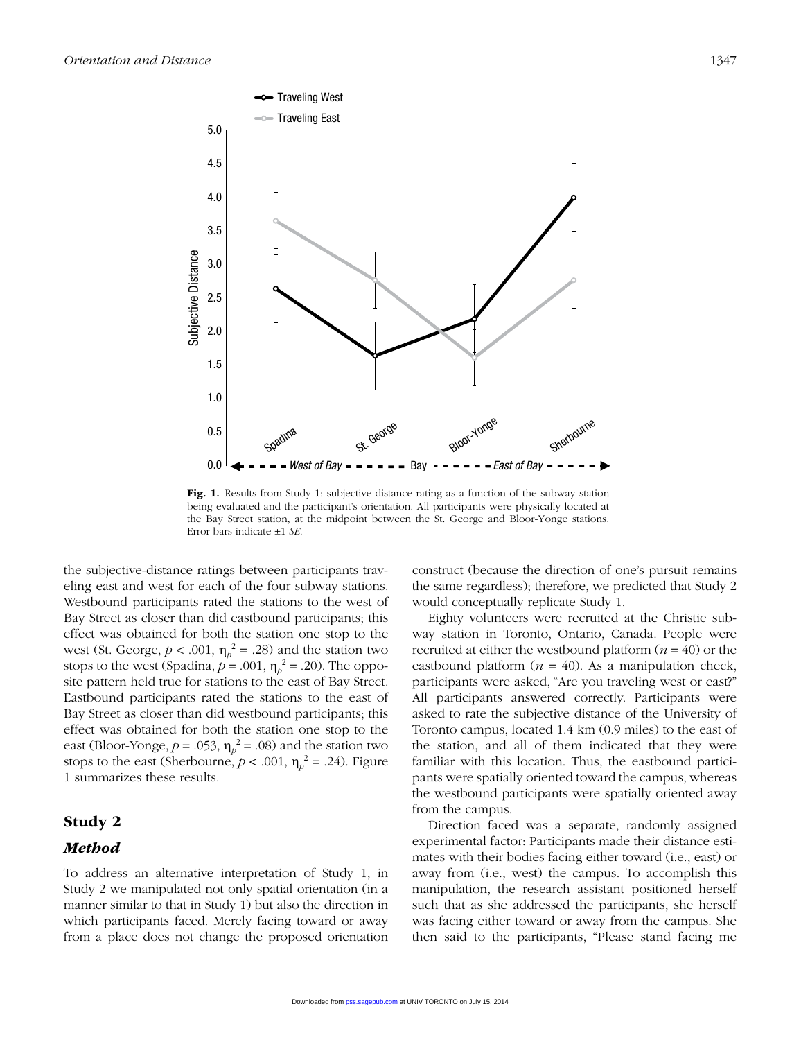Traveling West

Traveling East

Subjective Distance

5.0

4.5

4.0

3.5

3.0

2.5

2.0

1.5

1.0

0.5

0.0

Spadina

St. George

Bloor-Yonge

Sherbourne

West of Bay — Bay — East of Bay

**Fig. 1.** Results from Study 1: subjective-distance rating as a function of the subway station being evaluated and the participant's orientation. All participants were physically located at the Bay Street station, at the midpoint between the St. George and Bloor-Yonge stations. Error bars indicate ±1 *SE*.

the subjective-distance ratings between participants traveling east and west for each of the four subway stations. Westbound participants rated the stations to the west of Bay Street as closer than did eastbound participants; this effect was obtained for both the station one stop to the west (St. George, $p < .001$, $\eta_p^2 = .28$) and the station two stops to the west (Spadina, $p = .001$, $\eta_p^2 = .20$). The opposite pattern held true for stations to the east of Bay Street. Eastbound participants rated the stations to the east of Bay Street as closer than did westbound participants; this effect was obtained for both the station one stop to the east (Bloor-Yonge, $p = .053$, $\eta_p^2 = .08$) and the station two stops to the east (Sherbourne, $p < .001$, $\eta_p^2 = .24$). Figure 1 summarizes these results.

## Study 2

### *Method*

To address an alternative interpretation of Study 1, in Study 2 we manipulated not only spatial orientation (in a manner similar to that in Study 1) but also the direction in which participants faced. Merely facing toward or away from a place does not change the proposed orientation construct (because the direction of one's pursuit remains the same regardless); therefore, we predicted that Study 2 would conceptually replicate Study 1.

Eighty volunteers were recruited at the Christie subway station in Toronto, Ontario, Canada. People were recruited at either the westbound platform ($n = 40$) or the eastbound platform ($n = 40$). As a manipulation check, participants were asked, "Are you traveling west or east?" All participants answered correctly. Participants were asked to rate the subjective distance of the University of Toronto campus, located 1.4 km (0.9 miles) to the east of the station, and all of them indicated that they were familiar with this location. Thus, the eastbound participants were spatially oriented toward the campus, whereas the westbound participants were spatially oriented away from the campus.

Direction faced was a separate, randomly assigned experimental factor: Participants made their distance estimates with their bodies facing either toward (i.e., east) or away from (i.e., west) the campus. To accomplish this manipulation, the research assistant positioned herself such that as she addressed the participants, she herself was facing either toward or away from the campus. She then said to the participants, "Please stand facing me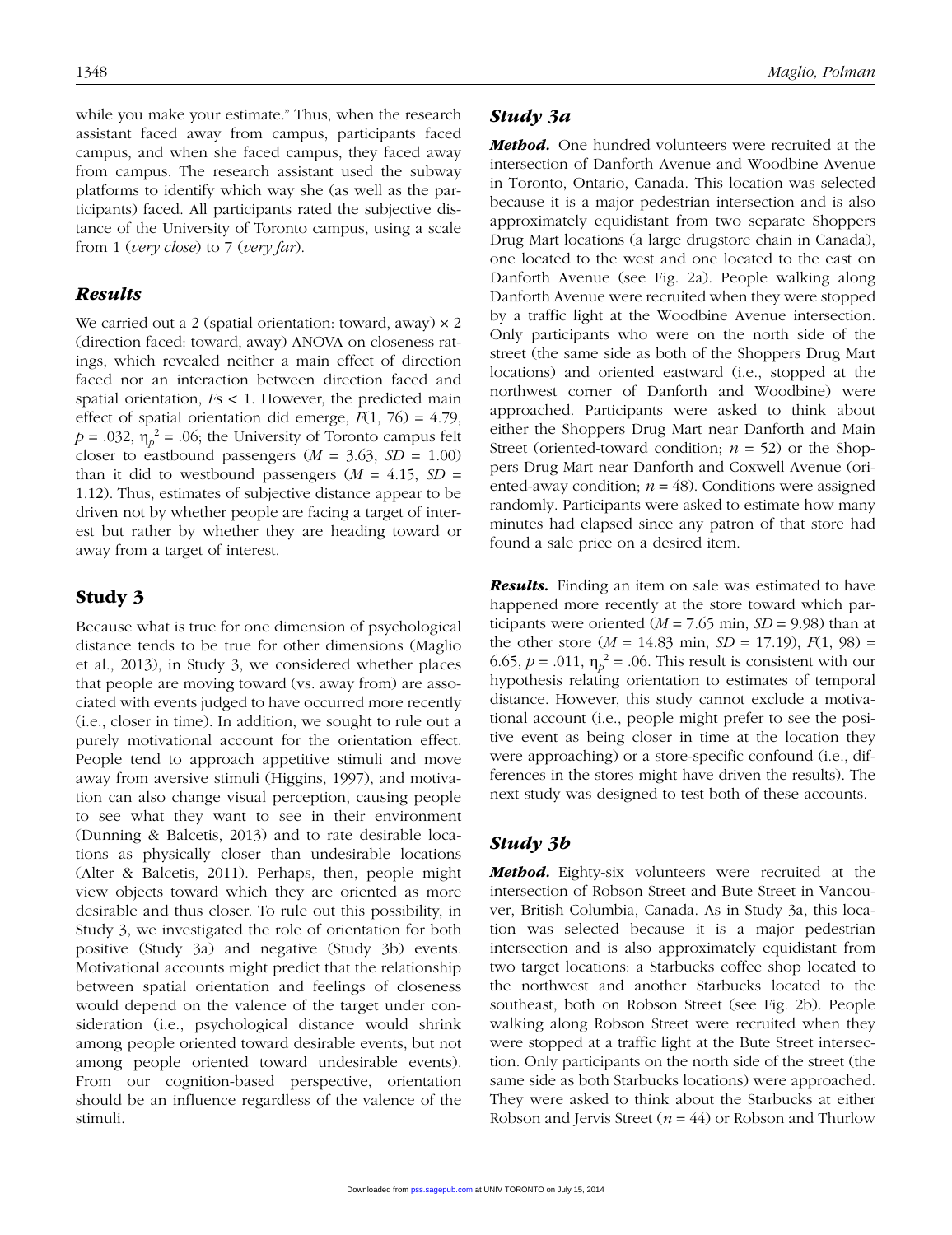while you make your estimate." Thus, when the research assistant faced away from campus, participants faced campus, and when she faced campus, they faced away from campus. The research assistant used the subway platforms to identify which way she (as well as the participants) faced. All participants rated the subjective distance of the University of Toronto campus, using a scale from 1 (*very close*) to 7 (*very far*).

### Results

We carried out a 2 (spatial orientation: toward, away) × 2 (direction faced: toward, away) ANOVA on closeness ratings, which revealed neither a main effect of direction faced nor an interaction between direction faced and spatial orientation, $F$s < 1. However, the predicted main effect of spatial orientation did emerge, $F(1, 76) = 4.79$, $p = .032$, $\eta_p^2 = .06$; the University of Toronto campus felt closer to eastbound passengers ($M = 3.63$, $SD = 1.00$) than it did to westbound passengers ($M = 4.15$, $SD = 1.12$). Thus, estimates of subjective distance appear to be driven not by whether people are facing a target of interest but rather by whether they are heading toward or away from a target of interest.

## Study 3

Because what is true for one dimension of psychological distance tends to be true for other dimensions (Maglio et al., 2013), in Study 3, we considered whether places that people are moving toward (vs. away from) are associated with events judged to have occurred more recently (i.e., closer in time). In addition, we sought to rule out a purely motivational account for the orientation effect. People tend to approach appetitive stimuli and move away from aversive stimuli (Higgins, 1997), and motivation can also change visual perception, causing people to see what they want to see in their environment (Dunning & Balcetis, 2013) and to rate desirable locations as physically closer than undesirable locations (Alter & Balcetis, 2011). Perhaps, then, people might view objects toward which they are oriented as more desirable and thus closer. To rule out this possibility, in Study 3, we investigated the role of orientation for both positive (Study 3a) and negative (Study 3b) events. Motivational accounts might predict that the relationship between spatial orientation and feelings of closeness would depend on the valence of the target under consideration (i.e., psychological distance would shrink among people oriented toward desirable events, but not among people oriented toward undesirable events). From our cognition-based perspective, orientation should be an influence regardless of the valence of the stimuli.

### Study 3a

***Method.*** One hundred volunteers were recruited at the intersection of Danforth Avenue and Woodbine Avenue in Toronto, Ontario, Canada. This location was selected because it is a major pedestrian intersection and is also approximately equidistant from two separate Shoppers Drug Mart locations (a large drugstore chain in Canada), one located to the west and one located to the east on Danforth Avenue (see Fig. 2a). People walking along Danforth Avenue were recruited when they were stopped by a traffic light at the Woodbine Avenue intersection. Only participants who were on the north side of the street (the same side as both of the Shoppers Drug Mart locations) and oriented eastward (i.e., stopped at the northwest corner of Danforth and Woodbine) were approached. Participants were asked to think about either the Shoppers Drug Mart near Danforth and Main Street (oriented-toward condition; $n = 52$) or the Shoppers Drug Mart near Danforth and Coxwell Avenue (oriented-away condition; $n = 48$). Conditions were assigned randomly. Participants were asked to estimate how many minutes had elapsed since any patron of that store had found a sale price on a desired item.

***Results.*** Finding an item on sale was estimated to have happened more recently at the store toward which participants were oriented ($M = 7.65$ min, $SD = 9.98$) than at the other store ($M = 14.83$ min, $SD = 17.19$), $F(1, 98) = 6.65$, $p = .011$, $\eta_p^2 = .06$. This result is consistent with our hypothesis relating orientation to estimates of temporal distance. However, this study cannot exclude a motivational account (i.e., people might prefer to see the positive event as being closer in time at the location they were approaching) or a store-specific confound (i.e., differences in the stores might have driven the results). The next study was designed to test both of these accounts.

### Study 3b

***Method.*** Eighty-six volunteers were recruited at the intersection of Robson Street and Bute Street in Vancouver, British Columbia, Canada. As in Study 3a, this location was selected because it is a major pedestrian intersection and is also approximately equidistant from two target locations: a Starbucks coffee shop located to the northwest and another Starbucks located to the southeast, both on Robson Street (see Fig. 2b). People walking along Robson Street were recruited when they were stopped at a traffic light at the Bute Street intersection. Only participants on the north side of the street (the same side as both Starbucks locations) were approached. They were asked to think about the Starbucks at either Robson and Jervis Street ($n = 44$) or Robson and Thurlow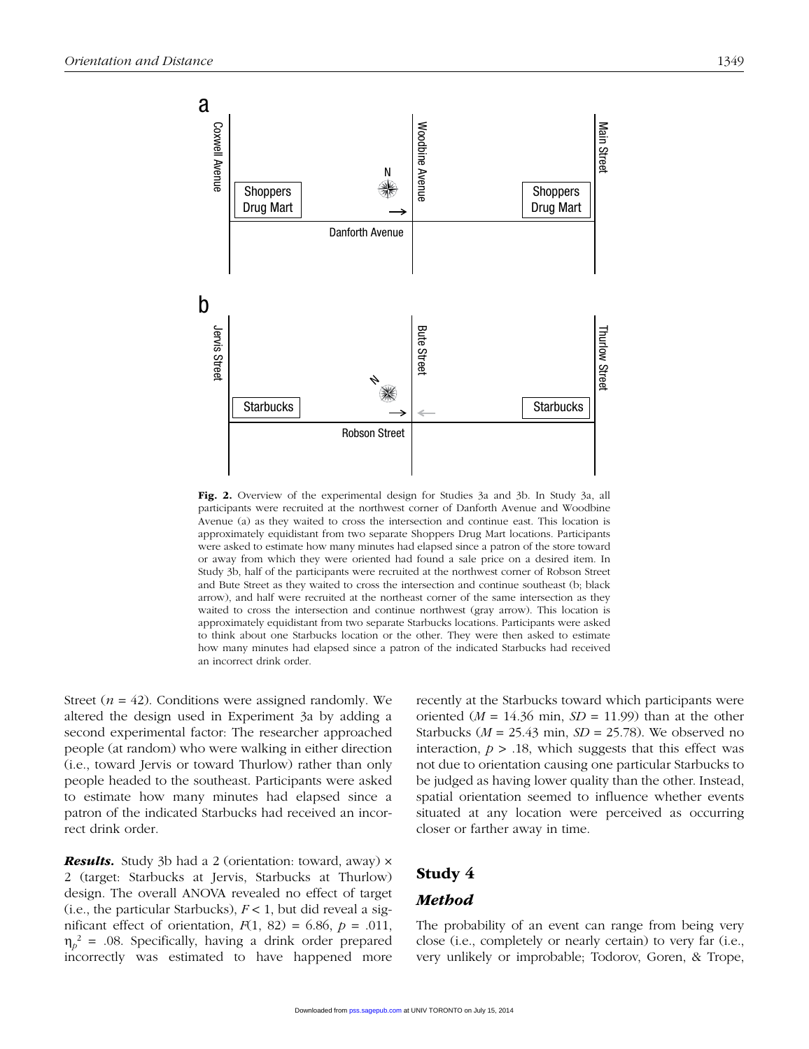a

Coxwell Avenue

Woodbine Avenue

Main Street

N

Shoppers Drug Mart

Shoppers Drug Mart

Danforth Avenue

b

Jervis Street

Bute Street

Thurlow Street

N

Starbucks

Starbucks

Robson Street

**Fig. 2.** Overview of the experimental design for Studies 3a and 3b. In Study 3a, all participants were recruited at the northwest corner of Danforth Avenue and Woodbine Avenue (a) as they waited to cross the intersection and continue east. This location is approximately equidistant from two separate Shoppers Drug Mart locations. Participants were asked to estimate how many minutes had elapsed since a patron of the store toward or away from which they were oriented had found a sale price on a desired item. In Study 3b, half of the participants were recruited at the northwest corner of Robson Street and Bute Street as they waited to cross the intersection and continue southeast (b; black arrow), and half were recruited at the northeast corner of the same intersection as they waited to cross the intersection and continue northwest (gray arrow). This location is approximately equidistant from two separate Starbucks locations. Participants were asked to think about one Starbucks location or the other. They were then asked to estimate how many minutes had elapsed since a patron of the indicated Starbucks had received an incorrect drink order.

Street ($n$ = 42). Conditions were assigned randomly. We altered the design used in Experiment 3a by adding a second experimental factor: The researcher approached people (at random) who were walking in either direction (i.e., toward Jervis or toward Thurlow) rather than only people headed to the southeast. Participants were asked to estimate how many minutes had elapsed since a patron of the indicated Starbucks had received an incorrect drink order.

***Results.*** Study 3b had a 2 (orientation: toward, away) × 2 (target: Starbucks at Jervis, Starbucks at Thurlow) design. The overall ANOVA revealed no effect of target (i.e., the particular Starbucks), $F < 1$, but did reveal a significant effect of orientation, $F(1, 82) = 6.86$, $p = .011$, $\eta_p^2 = .08$. Specifically, having a drink order prepared incorrectly was estimated to have happened more recently at the Starbucks toward which participants were oriented ($M$ = 14.36 min, $SD$ = 11.99) than at the other Starbucks ($M$ = 25.43 min, $SD$ = 25.78). We observed no interaction, $p > .18$, which suggests that this effect was not due to orientation causing one particular Starbucks to be judged as having lower quality than the other. Instead, spatial orientation seemed to influence whether events situated at any location were perceived as occurring closer or farther away in time.

## Study 4

### *Method*

The probability of an event can range from being very close (i.e., completely or nearly certain) to very far (i.e., very unlikely or improbable; Todorov, Goren, & Trope,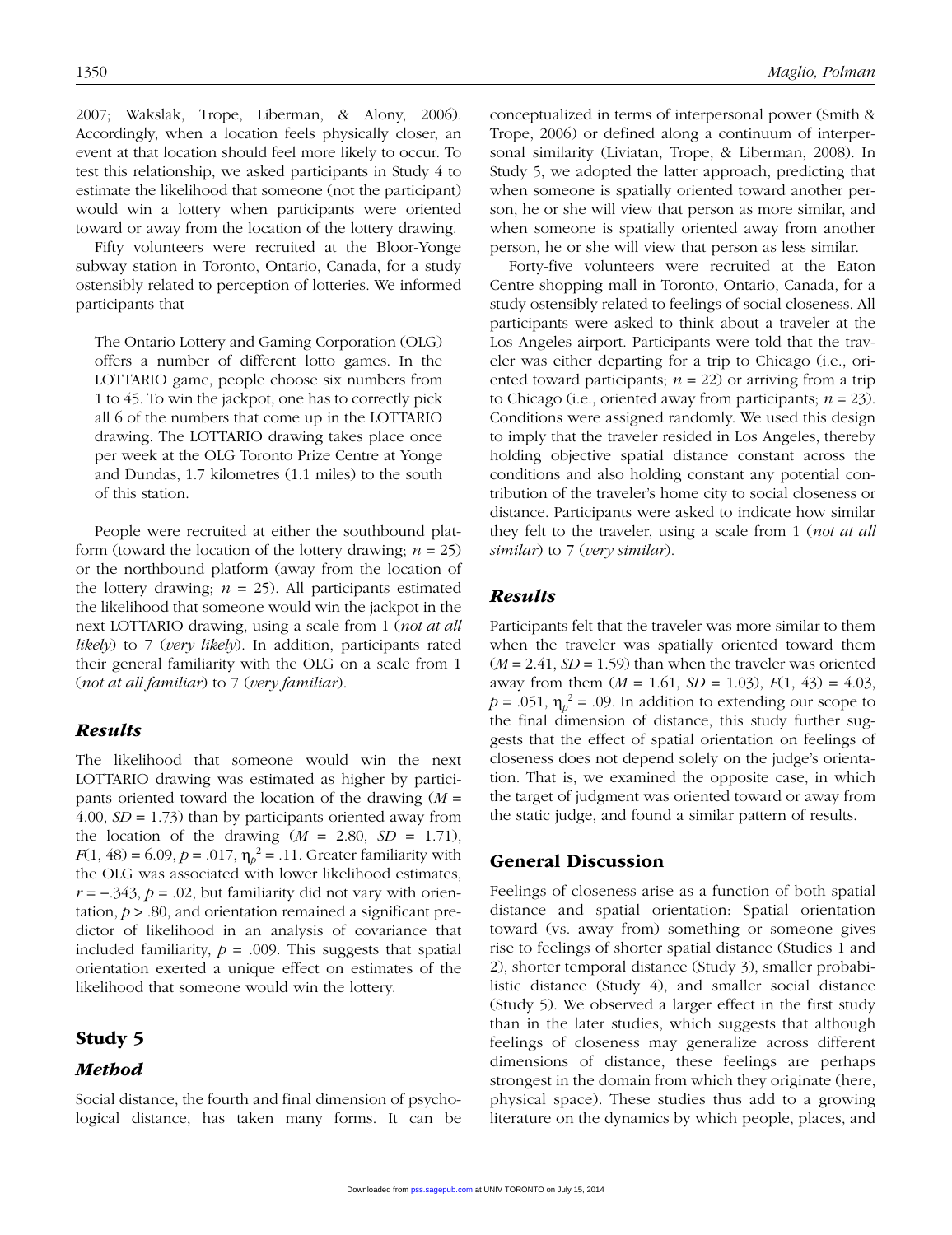2007; Wakslak, Trope, Liberman, & Alony, 2006). Accordingly, when a location feels physically closer, an event at that location should feel more likely to occur. To test this relationship, we asked participants in Study 4 to estimate the likelihood that someone (not the participant) would win a lottery when participants were oriented toward or away from the location of the lottery drawing.

Fifty volunteers were recruited at the Bloor-Yonge subway station in Toronto, Ontario, Canada, for a study ostensibly related to perception of lotteries. We informed participants that

> The Ontario Lottery and Gaming Corporation (OLG) offers a number of different lotto games. In the LOTTARIO game, people choose six numbers from 1 to 45. To win the jackpot, one has to correctly pick all 6 of the numbers that come up in the LOTTARIO drawing. The LOTTARIO drawing takes place once per week at the OLG Toronto Prize Centre at Yonge and Dundas, 1.7 kilometres (1.1 miles) to the south of this station.

People were recruited at either the southbound platform (toward the location of the lottery drawing; $n = 25$) or the northbound platform (away from the location of the lottery drawing; $n = 25$). All participants estimated the likelihood that someone would win the jackpot in the next LOTTARIO drawing, using a scale from 1 (*not at all likely*) to 7 (*very likely*). In addition, participants rated their general familiarity with the OLG on a scale from 1 (*not at all familiar*) to 7 (*very familiar*).

### *Results*

The likelihood that someone would win the next LOTTARIO drawing was estimated as higher by participants oriented toward the location of the drawing ($M = 4.00$, $SD = 1.73$) than by participants oriented away from the location of the drawing ($M = 2.80$, $SD = 1.71$), $F(1, 48) = 6.09$, $p = .017$, $\eta_p^2 = .11$. Greater familiarity with the OLG was associated with lower likelihood estimates, $r = -.343$, $p = .02$, but familiarity did not vary with orientation, $p > .80$, and orientation remained a significant predictor of likelihood in an analysis of covariance that included familiarity, $p = .009$. This suggests that spatial orientation exerted a unique effect on estimates of the likelihood that someone would win the lottery.

## Study 5

### *Method*

Social distance, the fourth and final dimension of psychological distance, has taken many forms. It can be conceptualized in terms of interpersonal power (Smith & Trope, 2006) or defined along a continuum of interpersonal similarity (Liviatan, Trope, & Liberman, 2008). In Study 5, we adopted the latter approach, predicting that when someone is spatially oriented toward another person, he or she will view that person as more similar, and when someone is spatially oriented away from another person, he or she will view that person as less similar.

Forty-five volunteers were recruited at the Eaton Centre shopping mall in Toronto, Ontario, Canada, for a study ostensibly related to feelings of social closeness. All participants were asked to think about a traveler at the Los Angeles airport. Participants were told that the traveler was either departing for a trip to Chicago (i.e., oriented toward participants; $n = 22$) or arriving from a trip to Chicago (i.e., oriented away from participants; $n = 23$). Conditions were assigned randomly. We used this design to imply that the traveler resided in Los Angeles, thereby holding objective spatial distance constant across the conditions and also holding constant any potential contribution of the traveler's home city to social closeness or distance. Participants were asked to indicate how similar they felt to the traveler, using a scale from 1 (*not at all similar*) to 7 (*very similar*).

### *Results*

Participants felt that the traveler was more similar to them when the traveler was spatially oriented toward them ($M = 2.41$, $SD = 1.59$) than when the traveler was oriented away from them ($M = 1.61$, $SD = 1.03$), $F(1, 43) = 4.03$, $p = .051$, $\eta_p^2 = .09$. In addition to extending our scope to the final dimension of distance, this study further suggests that the effect of spatial orientation on feelings of closeness does not depend solely on the judge's orientation. That is, we examined the opposite case, in which the target of judgment was oriented toward or away from the static judge, and found a similar pattern of results.

## General Discussion

Feelings of closeness arise as a function of both spatial distance and spatial orientation: Spatial orientation toward (vs. away from) something or someone gives rise to feelings of shorter spatial distance (Studies 1 and 2), shorter temporal distance (Study 3), smaller probabilistic distance (Study 4), and smaller social distance (Study 5). We observed a larger effect in the first study than in the later studies, which suggests that although feelings of closeness may generalize across different dimensions of distance, these feelings are perhaps strongest in the domain from which they originate (here, physical space). These studies thus add to a growing literature on the dynamics by which people, places, and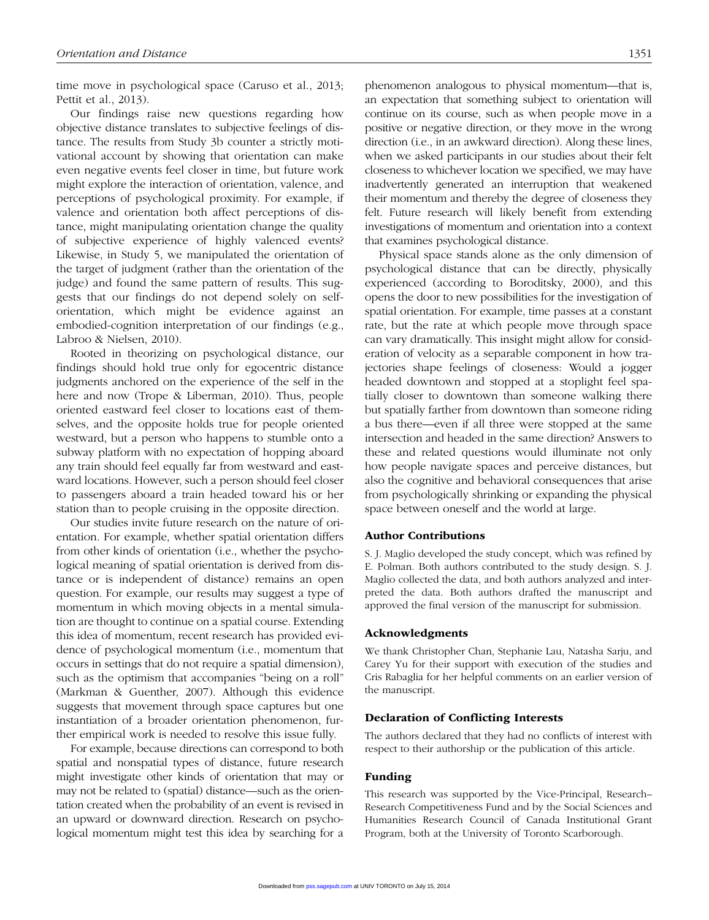time move in psychological space (Caruso et al., 2013; Pettit et al., 2013).

Our findings raise new questions regarding how objective distance translates to subjective feelings of distance. The results from Study 3b counter a strictly motivational account by showing that orientation can make even negative events feel closer in time, but future work might explore the interaction of orientation, valence, and perceptions of psychological proximity. For example, if valence and orientation both affect perceptions of distance, might manipulating orientation change the quality of subjective experience of highly valenced events? Likewise, in Study 5, we manipulated the orientation of the target of judgment (rather than the orientation of the judge) and found the same pattern of results. This suggests that our findings do not depend solely on self-orientation, which might be evidence against an embodied-cognition interpretation of our findings (e.g., Labroo & Nielsen, 2010).

Rooted in theorizing on psychological distance, our findings should hold true only for egocentric distance judgments anchored on the experience of the self in the here and now (Trope & Liberman, 2010). Thus, people oriented eastward feel closer to locations east of themselves, and the opposite holds true for people oriented westward, but a person who happens to stumble onto a subway platform with no expectation of hopping aboard any train should feel equally far from westward and eastward locations. However, such a person should feel closer to passengers aboard a train headed toward his or her station than to people cruising in the opposite direction.

Our studies invite future research on the nature of orientation. For example, whether spatial orientation differs from other kinds of orientation (i.e., whether the psychological meaning of spatial orientation is derived from distance or is independent of distance) remains an open question. For example, our results may suggest a type of momentum in which moving objects in a mental simulation are thought to continue on a spatial course. Extending this idea of momentum, recent research has provided evidence of psychological momentum (i.e., momentum that occurs in settings that do not require a spatial dimension), such as the optimism that accompanies "being on a roll" (Markman & Guenther, 2007). Although this evidence suggests that movement through space captures but one instantiation of a broader orientation phenomenon, further empirical work is needed to resolve this issue fully.

For example, because directions can correspond to both spatial and nonspatial types of distance, future research might investigate other kinds of orientation that may or may not be related to (spatial) distance—such as the orientation created when the probability of an event is revised in an upward or downward direction. Research on psychological momentum might test this idea by searching for a phenomenon analogous to physical momentum—that is, an expectation that something subject to orientation will continue on its course, such as when people move in a positive or negative direction, or they move in the wrong direction (i.e., in an awkward direction). Along these lines, when we asked participants in our studies about their felt closeness to whichever location we specified, we may have inadvertently generated an interruption that weakened their momentum and thereby the degree of closeness they felt. Future research will likely benefit from extending investigations of momentum and orientation into a context that examines psychological distance.

Physical space stands alone as the only dimension of psychological distance that can be directly, physically experienced (according to Boroditsky, 2000), and this opens the door to new possibilities for the investigation of spatial orientation. For example, time passes at a constant rate, but the rate at which people move through space can vary dramatically. This insight might allow for consideration of velocity as a separable component in how trajectories shape feelings of closeness: Would a jogger headed downtown and stopped at a stoplight feel spatially closer to downtown than someone walking there but spatially farther from downtown than someone riding a bus there—even if all three were stopped at the same intersection and headed in the same direction? Answers to these and related questions would illuminate not only how people navigate spaces and perceive distances, but also the cognitive and behavioral consequences that arise from psychologically shrinking or expanding the physical space between oneself and the world at large.

## Author Contributions

S. J. Maglio developed the study concept, which was refined by E. Polman. Both authors contributed to the study design. S. J. Maglio collected the data, and both authors analyzed and interpreted the data. Both authors drafted the manuscript and approved the final version of the manuscript for submission.

## Acknowledgments

We thank Christopher Chan, Stephanie Lau, Natasha Sarju, and Carey Yu for their support with execution of the studies and Cris Rabaglia for her helpful comments on an earlier version of the manuscript.

## Declaration of Conflicting Interests

The authors declared that they had no conflicts of interest with respect to their authorship or the publication of this article.

## Funding

This research was supported by the Vice-Principal, Research–Research Competitiveness Fund and by the Social Sciences and Humanities Research Council of Canada Institutional Grant Program, both at the University of Toronto Scarborough.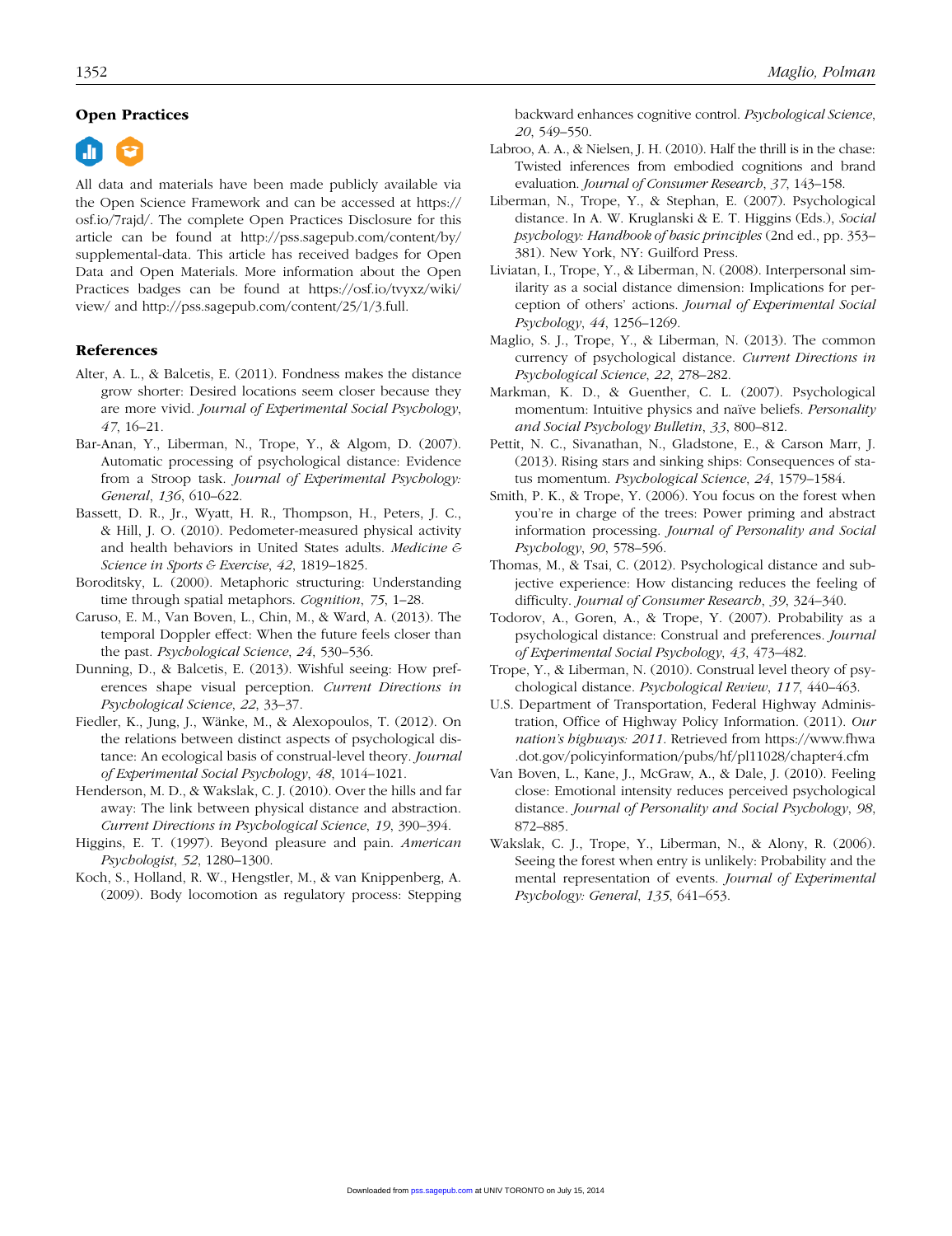## Open Practices

All data and materials have been made publicly available via the Open Science Framework and can be accessed at https://osf.io/7rajd/. The complete Open Practices Disclosure for this article can be found at http://pss.sagepub.com/content/by/supplemental-data. This article has received badges for Open Data and Open Materials. More information about the Open Practices badges can be found at https://osf.io/tvyxz/wiki/view/ and http://pss.sagepub.com/content/25/1/3.full.

## References

Alter, A. L., & Balcetis, E. (2011). Fondness makes the distance grow shorter: Desired locations seem closer because they are more vivid. *Journal of Experimental Social Psychology*, *47*, 16–21.

Bar-Anan, Y., Liberman, N., Trope, Y., & Algom, D. (2007). Automatic processing of psychological distance: Evidence from a Stroop task. *Journal of Experimental Psychology: General*, *136*, 610–622.

Bassett, D. R., Jr., Wyatt, H. R., Thompson, H., Peters, J. C., & Hill, J. O. (2010). Pedometer-measured physical activity and health behaviors in United States adults. *Medicine & Science in Sports & Exercise*, *42*, 1819–1825.

Boroditsky, L. (2000). Metaphoric structuring: Understanding time through spatial metaphors. *Cognition*, *75*, 1–28.

Caruso, E. M., Van Boven, L., Chin, M., & Ward, A. (2013). The temporal Doppler effect: When the future feels closer than the past. *Psychological Science*, *24*, 530–536.

Dunning, D., & Balcetis, E. (2013). Wishful seeing: How preferences shape visual perception. *Current Directions in Psychological Science*, *22*, 33–37.

Fiedler, K., Jung, J., Wänke, M., & Alexopoulos, T. (2012). On the relations between distinct aspects of psychological distance: An ecological basis of construal-level theory. *Journal of Experimental Social Psychology*, *48*, 1014–1021.

Henderson, M. D., & Wakslak, C. J. (2010). Over the hills and far away: The link between physical distance and abstraction. *Current Directions in Psychological Science*, *19*, 390–394.

Higgins, E. T. (1997). Beyond pleasure and pain. *American Psychologist*, *52*, 1280–1300.

Koch, S., Holland, R. W., Hengstler, M., & van Knippenberg, A. (2009). Body locomotion as regulatory process: Stepping backward enhances cognitive control. *Psychological Science*, *20*, 549–550.

Labroo, A. A., & Nielsen, J. H. (2010). Half the thrill is in the chase: Twisted inferences from embodied cognitions and brand evaluation. *Journal of Consumer Research*, *37*, 143–158.

Liberman, N., Trope, Y., & Stephan, E. (2007). Psychological distance. In A. W. Kruglanski & E. T. Higgins (Eds.), *Social psychology: Handbook of basic principles* (2nd ed., pp. 353–381). New York, NY: Guilford Press.

Liviatan, I., Trope, Y., & Liberman, N. (2008). Interpersonal similarity as a social distance dimension: Implications for perception of others' actions. *Journal of Experimental Social Psychology*, *44*, 1256–1269.

Maglio, S. J., Trope, Y., & Liberman, N. (2013). The common currency of psychological distance. *Current Directions in Psychological Science*, *22*, 278–282.

Markman, K. D., & Guenther, C. L. (2007). Psychological momentum: Intuitive physics and naïve beliefs. *Personality and Social Psychology Bulletin*, *33*, 800–812.

Pettit, N. C., Sivanathan, N., Gladstone, E., & Carson Marr, J. (2013). Rising stars and sinking ships: Consequences of status momentum. *Psychological Science*, *24*, 1579–1584.

Smith, P. K., & Trope, Y. (2006). You focus on the forest when you're in charge of the trees: Power priming and abstract information processing. *Journal of Personality and Social Psychology*, *90*, 578–596.

Thomas, M., & Tsai, C. (2012). Psychological distance and subjective experience: How distancing reduces the feeling of difficulty. *Journal of Consumer Research*, *39*, 324–340.

Todorov, A., Goren, A., & Trope, Y. (2007). Probability as a psychological distance: Construal and preferences. *Journal of Experimental Social Psychology*, *43*, 473–482.

Trope, Y., & Liberman, N. (2010). Construal level theory of psychological distance. *Psychological Review*, *117*, 440–463.

U.S. Department of Transportation, Federal Highway Administration, Office of Highway Policy Information. (2011). *Our nation's highways: 2011*. Retrieved from https://www.fhwa.dot.gov/policyinformation/pubs/hf/pl11028/chapter4.cfm

Van Boven, L., Kane, J., McGraw, A., & Dale, J. (2010). Feeling close: Emotional intensity reduces perceived psychological distance. *Journal of Personality and Social Psychology*, *98*, 872–885.

Wakslak, C. J., Trope, Y., Liberman, N., & Alony, R. (2006). Seeing the forest when entry is unlikely: Probability and the mental representation of events. *Journal of Experimental Psychology: General*, *135*, 641–653.